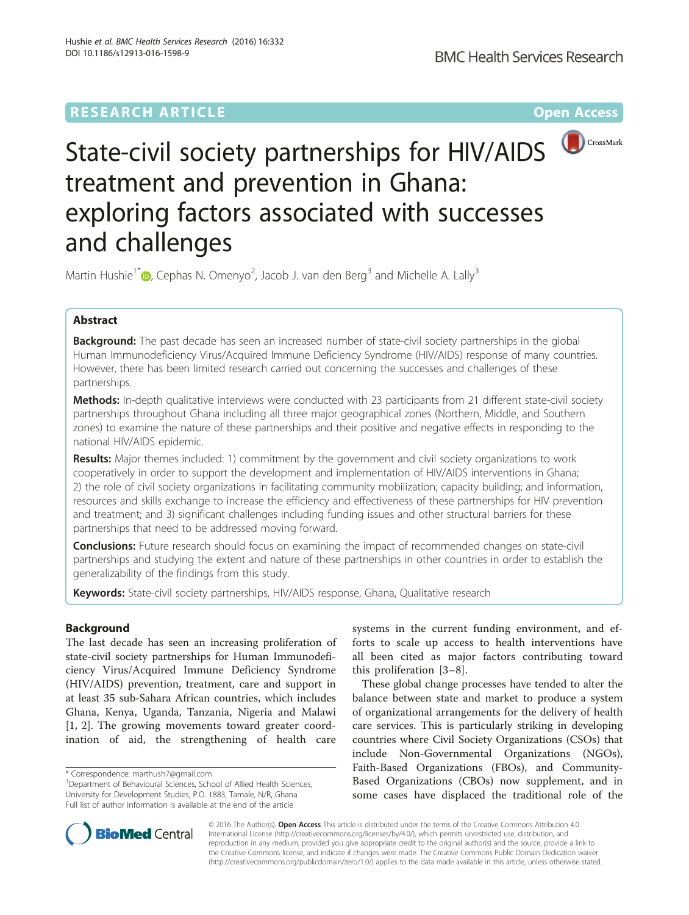RESEARCH ARTICLE

Open Access

# State-civil society partnerships for HIV/AIDS treatment and prevention in Ghana: exploring factors associated with successes and challenges

Martin Hushie[1*], Cephas N. Omenyo[2], Jacob J. van den Berg[3] and Michelle A. Lally[3]

## Abstract

**Background:** The past decade has seen an increased number of state-civil society partnerships in the global Human Immunodeficiency Virus/Acquired Immune Deficiency Syndrome (HIV/AIDS) response of many countries. However, there has been limited research carried out concerning the successes and challenges of these partnerships.

**Methods:** In-depth qualitative interviews were conducted with 23 participants from 21 different state-civil society partnerships throughout Ghana including all three major geographical zones (Northern, Middle, and Southern zones) to examine the nature of these partnerships and their positive and negative effects in responding to the national HIV/AIDS epidemic.

**Results:** Major themes included: 1) commitment by the government and civil society organizations to work cooperatively in order to support the development and implementation of HIV/AIDS interventions in Ghana; 2) the role of civil society organizations in facilitating community mobilization; capacity building; and information, resources and skills exchange to increase the efficiency and effectiveness of these partnerships for HIV prevention and treatment; and 3) significant challenges including funding issues and other structural barriers for these partnerships that need to be addressed moving forward.

**Conclusions:** Future research should focus on examining the impact of recommended changes on state-civil partnerships and studying the extent and nature of these partnerships in other countries in order to establish the generalizability of the findings from this study.

**Keywords:** State-civil society partnerships, HIV/AIDS response, Ghana, Qualitative research

## Background

The last decade has seen an increasing proliferation of state-civil society partnerships for Human Immunodeficiency Virus/Acquired Immune Deficiency Syndrome (HIV/AIDS) prevention, treatment, care and support in at least 35 sub-Sahara African countries, which includes Ghana, Kenya, Uganda, Tanzania, Nigeria and Malawi [1, 2]. The growing movements toward greater coordination of aid, the strengthening of health care systems in the current funding environment, and efforts to scale up access to health interventions have all been cited as major factors contributing toward this proliferation [3–8].

These global change processes have tended to alter the balance between state and market to produce a system of organizational arrangements for the delivery of health care services. This is particularly striking in developing countries where Civil Society Organizations (CSOs) that include Non-Governmental Organizations (NGOs), Faith-Based Organizations (FBOs), and Community-Based Organizations (CBOs) now supplement, and in some cases have displaced the traditional role of the

\* Correspondence: marthush7@gmail.com

[1]Department of Behavioural Sciences, School of Allied Health Sciences, University for Development Studies, P.O. 1883, Tamale, N/R, Ghana

Full list of author information is available at the end of the article

© 2016 The Author(s). **Open Access** This article is distributed under the terms of the Creative Commons Attribution 4.0 International License (http://creativecommons.org/licenses/by/4.0/), which permits unrestricted use, distribution, and reproduction in any medium, provided you give appropriate credit to the original author(s) and the source, provide a link to the Creative Commons license, and indicate if changes were made. The Creative Commons Public Domain Dedication waiver (http://creativecommons.org/publicdomain/zero/1.0/) applies to the data made available in this article, unless otherwise stated.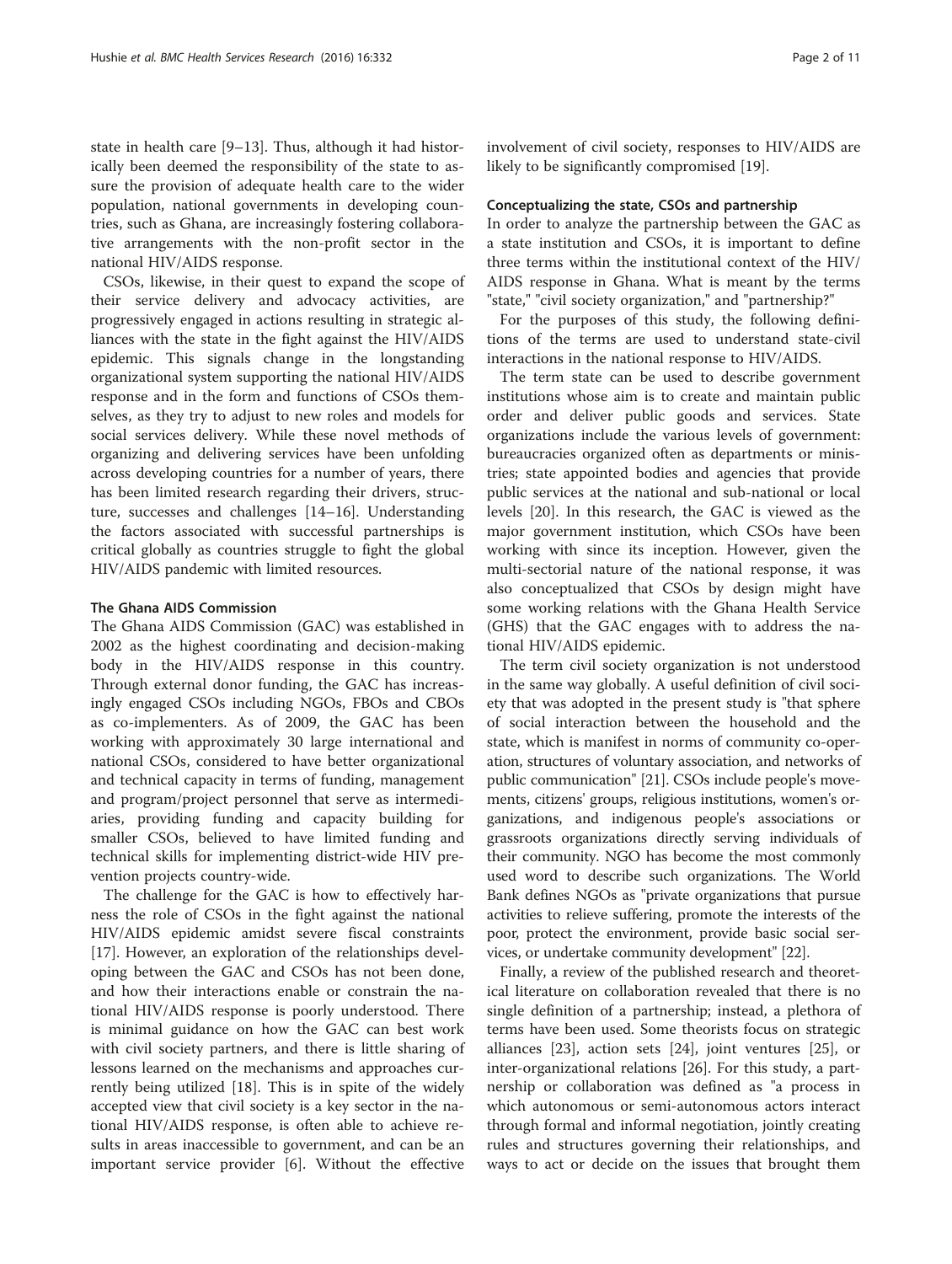state in health care [9–13]. Thus, although it had historically been deemed the responsibility of the state to assure the provision of adequate health care to the wider population, national governments in developing countries, such as Ghana, are increasingly fostering collaborative arrangements with the non-profit sector in the national HIV/AIDS response.

CSOs, likewise, in their quest to expand the scope of their service delivery and advocacy activities, are progressively engaged in actions resulting in strategic alliances with the state in the fight against the HIV/AIDS epidemic. This signals change in the longstanding organizational system supporting the national HIV/AIDS response and in the form and functions of CSOs themselves, as they try to adjust to new roles and models for social services delivery. While these novel methods of organizing and delivering services have been unfolding across developing countries for a number of years, there has been limited research regarding their drivers, structure, successes and challenges [14–16]. Understanding the factors associated with successful partnerships is critical globally as countries struggle to fight the global HIV/AIDS pandemic with limited resources.

### The Ghana AIDS Commission

The Ghana AIDS Commission (GAC) was established in 2002 as the highest coordinating and decision-making body in the HIV/AIDS response in this country. Through external donor funding, the GAC has increasingly engaged CSOs including NGOs, FBOs and CBOs as co-implementers. As of 2009, the GAC has been working with approximately 30 large international and national CSOs, considered to have better organizational and technical capacity in terms of funding, management and program/project personnel that serve as intermediaries, providing funding and capacity building for smaller CSOs, believed to have limited funding and technical skills for implementing district-wide HIV prevention projects country-wide.

The challenge for the GAC is how to effectively harness the role of CSOs in the fight against the national HIV/AIDS epidemic amidst severe fiscal constraints [17]. However, an exploration of the relationships developing between the GAC and CSOs has not been done, and how their interactions enable or constrain the national HIV/AIDS response is poorly understood. There is minimal guidance on how the GAC can best work with civil society partners, and there is little sharing of lessons learned on the mechanisms and approaches currently being utilized [18]. This is in spite of the widely accepted view that civil society is a key sector in the national HIV/AIDS response, is often able to achieve results in areas inaccessible to government, and can be an important service provider [6]. Without the effective involvement of civil society, responses to HIV/AIDS are likely to be significantly compromised [19].

### Conceptualizing the state, CSOs and partnership

In order to analyze the partnership between the GAC as a state institution and CSOs, it is important to define three terms within the institutional context of the HIV/AIDS response in Ghana. What is meant by the terms "state," "civil society organization," and "partnership?"

For the purposes of this study, the following definitions of the terms are used to understand state-civil interactions in the national response to HIV/AIDS.

The term state can be used to describe government institutions whose aim is to create and maintain public order and deliver public goods and services. State organizations include the various levels of government: bureaucracies organized often as departments or ministries; state appointed bodies and agencies that provide public services at the national and sub-national or local levels [20]. In this research, the GAC is viewed as the major government institution, which CSOs have been working with since its inception. However, given the multi-sectorial nature of the national response, it was also conceptualized that CSOs by design might have some working relations with the Ghana Health Service (GHS) that the GAC engages with to address the national HIV/AIDS epidemic.

The term civil society organization is not understood in the same way globally. A useful definition of civil society that was adopted in the present study is "that sphere of social interaction between the household and the state, which is manifest in norms of community co-operation, structures of voluntary association, and networks of public communication" [21]. CSOs include people's movements, citizens' groups, religious institutions, women's organizations, and indigenous people's associations or grassroots organizations directly serving individuals of their community. NGO has become the most commonly used word to describe such organizations. The World Bank defines NGOs as "private organizations that pursue activities to relieve suffering, promote the interests of the poor, protect the environment, provide basic social services, or undertake community development" [22].

Finally, a review of the published research and theoretical literature on collaboration revealed that there is no single definition of a partnership; instead, a plethora of terms have been used. Some theorists focus on strategic alliances [23], action sets [24], joint ventures [25], or inter-organizational relations [26]. For this study, a partnership or collaboration was defined as "a process in which autonomous or semi-autonomous actors interact through formal and informal negotiation, jointly creating rules and structures governing their relationships, and ways to act or decide on the issues that brought them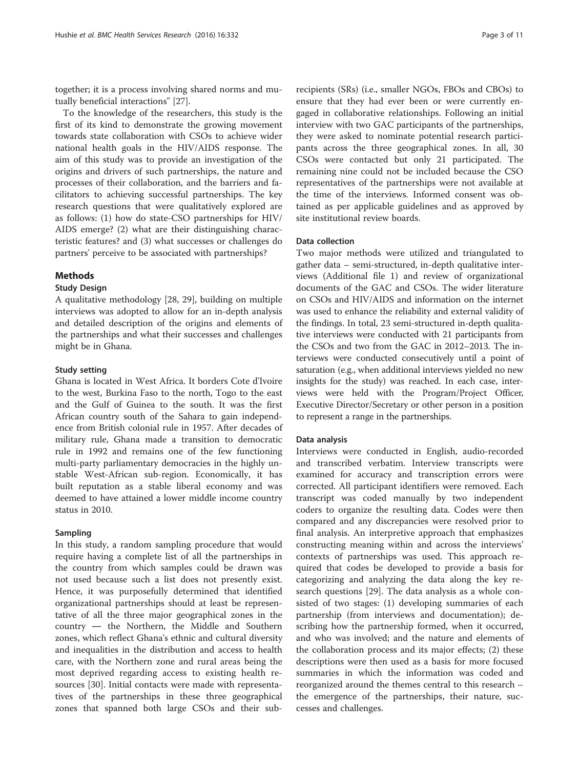together; it is a process involving shared norms and mutually beneficial interactions" [27].

To the knowledge of the researchers, this study is the first of its kind to demonstrate the growing movement towards state collaboration with CSOs to achieve wider national health goals in the HIV/AIDS response. The aim of this study was to provide an investigation of the origins and drivers of such partnerships, the nature and processes of their collaboration, and the barriers and facilitators to achieving successful partnerships. The key research questions that were qualitatively explored are as follows: (1) how do state-CSO partnerships for HIV/AIDS emerge? (2) what are their distinguishing characteristic features? and (3) what successes or challenges do partners' perceive to be associated with partnerships?

## Methods

### Study Design

A qualitative methodology [28, 29], building on multiple interviews was adopted to allow for an in-depth analysis and detailed description of the origins and elements of the partnerships and what their successes and challenges might be in Ghana.

### Study setting

Ghana is located in West Africa. It borders Cote d'Ivoire to the west, Burkina Faso to the north, Togo to the east and the Gulf of Guinea to the south. It was the first African country south of the Sahara to gain independence from British colonial rule in 1957. After decades of military rule, Ghana made a transition to democratic rule in 1992 and remains one of the few functioning multi-party parliamentary democracies in the highly unstable West-African sub-region. Economically, it has built reputation as a stable liberal economy and was deemed to have attained a lower middle income country status in 2010.

### Sampling

In this study, a random sampling procedure that would require having a complete list of all the partnerships in the country from which samples could be drawn was not used because such a list does not presently exist. Hence, it was purposefully determined that identified organizational partnerships should at least be representative of all the three major geographical zones in the country — the Northern, the Middle and Southern zones, which reflect Ghana's ethnic and cultural diversity and inequalities in the distribution and access to health care, with the Northern zone and rural areas being the most deprived regarding access to existing health resources [30]. Initial contacts were made with representatives of the partnerships in these three geographical zones that spanned both large CSOs and their sub-recipients (SRs) (i.e., smaller NGOs, FBOs and CBOs) to ensure that they had ever been or were currently engaged in collaborative relationships. Following an initial interview with two GAC participants of the partnerships, they were asked to nominate potential research participants across the three geographical zones. In all, 30 CSOs were contacted but only 21 participated. The remaining nine could not be included because the CSO representatives of the partnerships were not available at the time of the interviews. Informed consent was obtained as per applicable guidelines and as approved by site institutional review boards.

### Data collection

Two major methods were utilized and triangulated to gather data – semi-structured, in-depth qualitative interviews (Additional file 1) and review of organizational documents of the GAC and CSOs. The wider literature on CSOs and HIV/AIDS and information on the internet was used to enhance the reliability and external validity of the findings. In total, 23 semi-structured in-depth qualitative interviews were conducted with 21 participants from the CSOs and two from the GAC in 2012–2013. The interviews were conducted consecutively until a point of saturation (e.g., when additional interviews yielded no new insights for the study) was reached. In each case, interviews were held with the Program/Project Officer, Executive Director/Secretary or other person in a position to represent a range in the partnerships.

### Data analysis

Interviews were conducted in English, audio-recorded and transcribed verbatim. Interview transcripts were examined for accuracy and transcription errors were corrected. All participant identifiers were removed. Each transcript was coded manually by two independent coders to organize the resulting data. Codes were then compared and any discrepancies were resolved prior to final analysis. An interpretive approach that emphasizes constructing meaning within and across the interviews' contexts of partnerships was used. This approach required that codes be developed to provide a basis for categorizing and analyzing the data along the key research questions [29]. The data analysis as a whole consisted of two stages: (1) developing summaries of each partnership (from interviews and documentation); describing how the partnership formed, when it occurred, and who was involved; and the nature and elements of the collaboration process and its major effects; (2) these descriptions were then used as a basis for more focused summaries in which the information was coded and reorganized around the themes central to this research – the emergence of the partnerships, their nature, successes and challenges.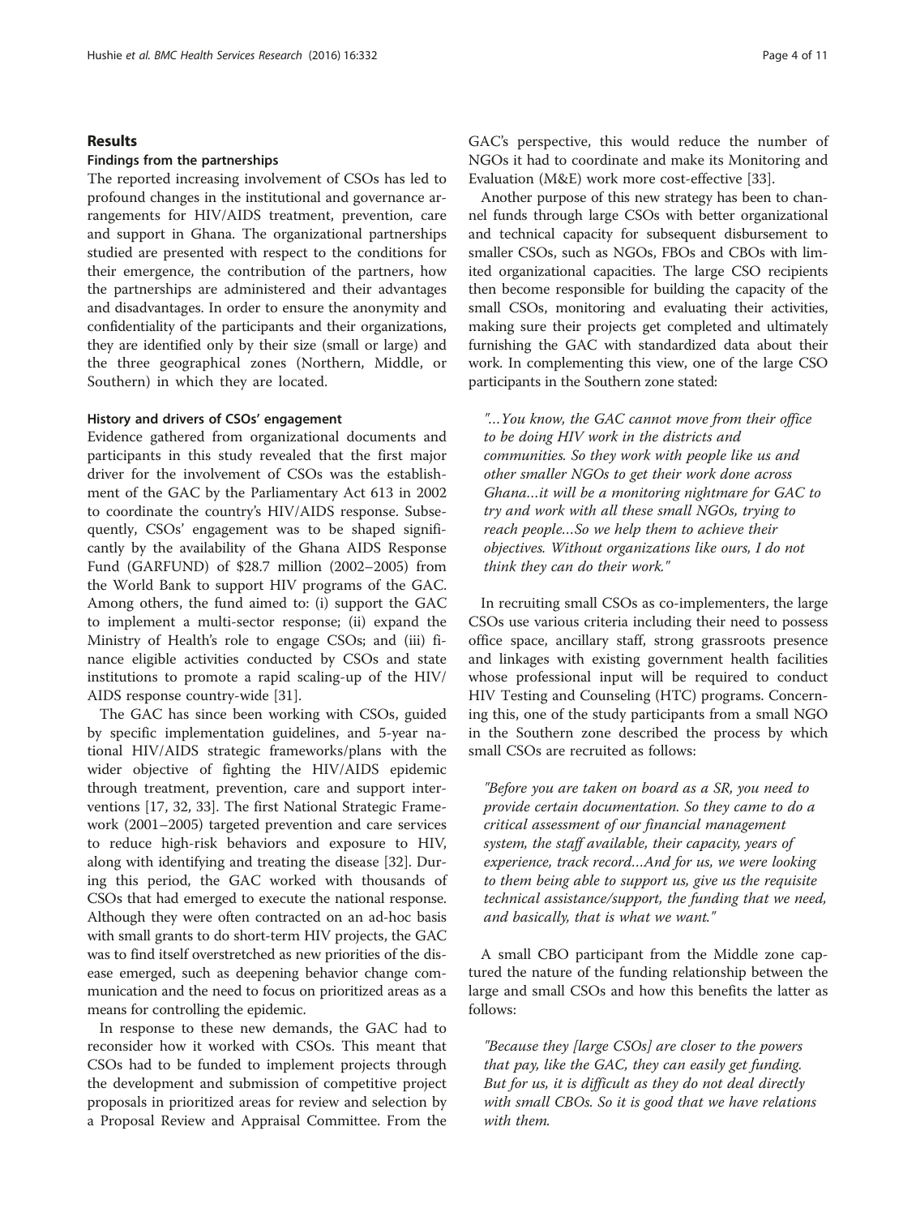## Results

### Findings from the partnerships

The reported increasing involvement of CSOs has led to profound changes in the institutional and governance arrangements for HIV/AIDS treatment, prevention, care and support in Ghana. The organizational partnerships studied are presented with respect to the conditions for their emergence, the contribution of the partners, how the partnerships are administered and their advantages and disadvantages. In order to ensure the anonymity and confidentiality of the participants and their organizations, they are identified only by their size (small or large) and the three geographical zones (Northern, Middle, or Southern) in which they are located.

#### History and drivers of CSOs' engagement

Evidence gathered from organizational documents and participants in this study revealed that the first major driver for the involvement of CSOs was the establishment of the GAC by the Parliamentary Act 613 in 2002 to coordinate the country's HIV/AIDS response. Subsequently, CSOs' engagement was to be shaped significantly by the availability of the Ghana AIDS Response Fund (GARFUND) of $28.7 million (2002–2005) from the World Bank to support HIV programs of the GAC. Among others, the fund aimed to: (i) support the GAC to implement a multi-sector response; (ii) expand the Ministry of Health's role to engage CSOs; and (iii) finance eligible activities conducted by CSOs and state institutions to promote a rapid scaling-up of the HIV/AIDS response country-wide [31].

The GAC has since been working with CSOs, guided by specific implementation guidelines, and 5-year national HIV/AIDS strategic frameworks/plans with the wider objective of fighting the HIV/AIDS epidemic through treatment, prevention, care and support interventions [17, 32, 33]. The first National Strategic Framework (2001–2005) targeted prevention and care services to reduce high-risk behaviors and exposure to HIV, along with identifying and treating the disease [32]. During this period, the GAC worked with thousands of CSOs that had emerged to execute the national response. Although they were often contracted on an ad-hoc basis with small grants to do short-term HIV projects, the GAC was to find itself overstretched as new priorities of the disease emerged, such as deepening behavior change communication and the need to focus on prioritized areas as a means for controlling the epidemic.

In response to these new demands, the GAC had to reconsider how it worked with CSOs. This meant that CSOs had to be funded to implement projects through the development and submission of competitive project proposals in prioritized areas for review and selection by a Proposal Review and Appraisal Committee. From the GAC's perspective, this would reduce the number of NGOs it had to coordinate and make its Monitoring and Evaluation (M&E) work more cost-effective [33].

Another purpose of this new strategy has been to channel funds through large CSOs with better organizational and technical capacity for subsequent disbursement to smaller CSOs, such as NGOs, FBOs and CBOs with limited organizational capacities. The large CSO recipients then become responsible for building the capacity of the small CSOs, monitoring and evaluating their activities, making sure their projects get completed and ultimately furnishing the GAC with standardized data about their work. In complementing this view, one of the large CSO participants in the Southern zone stated:

> "…You know, the GAC cannot move from their office to be doing HIV work in the districts and communities. So they work with people like us and other smaller NGOs to get their work done across Ghana…it will be a monitoring nightmare for GAC to try and work with all these small NGOs, trying to reach people…So we help them to achieve their objectives. Without organizations like ours, I do not think they can do their work."

In recruiting small CSOs as co-implementers, the large CSOs use various criteria including their need to possess office space, ancillary staff, strong grassroots presence and linkages with existing government health facilities whose professional input will be required to conduct HIV Testing and Counseling (HTC) programs. Concerning this, one of the study participants from a small NGO in the Southern zone described the process by which small CSOs are recruited as follows:

> "Before you are taken on board as a SR, you need to provide certain documentation. So they came to do a critical assessment of our financial management system, the staff available, their capacity, years of experience, track record…And for us, we were looking to them being able to support us, give us the requisite technical assistance/support, the funding that we need, and basically, that is what we want."

A small CBO participant from the Middle zone captured the nature of the funding relationship between the large and small CSOs and how this benefits the latter as follows:

> "Because they [large CSOs] are closer to the powers that pay, like the GAC, they can easily get funding. But for us, it is difficult as they do not deal directly with small CBOs. So it is good that we have relations with them.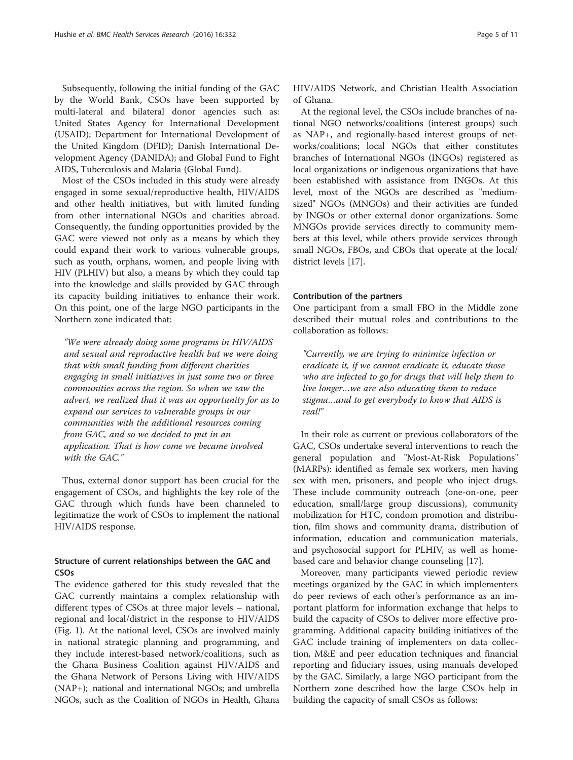Subsequently, following the initial funding of the GAC by the World Bank, CSOs have been supported by multi-lateral and bilateral donor agencies such as: United States Agency for International Development (USAID); Department for International Development of the United Kingdom (DFID); Danish International Development Agency (DANIDA); and Global Fund to Fight AIDS, Tuberculosis and Malaria (Global Fund).

Most of the CSOs included in this study were already engaged in some sexual/reproductive health, HIV/AIDS and other health initiatives, but with limited funding from other international NGOs and charities abroad. Consequently, the funding opportunities provided by the GAC were viewed not only as a means by which they could expand their work to various vulnerable groups, such as youth, orphans, women, and people living with HIV (PLHIV) but also, a means by which they could tap into the knowledge and skills provided by GAC through its capacity building initiatives to enhance their work. On this point, one of the large NGO participants in the Northern zone indicated that:

> *"We were already doing some programs in HIV/AIDS and sexual and reproductive health but we were doing that with small funding from different charities engaging in small initiatives in just some two or three communities across the region. So when we saw the advert, we realized that it was an opportunity for us to expand our services to vulnerable groups in our communities with the additional resources coming from GAC, and so we decided to put in an application. That is how come we became involved with the GAC."*

Thus, external donor support has been crucial for the engagement of CSOs, and highlights the key role of the GAC through which funds have been channeled to legitimatize the work of CSOs to implement the national HIV/AIDS response.

## Structure of current relationships between the GAC and CSOs

The evidence gathered for this study revealed that the GAC currently maintains a complex relationship with different types of CSOs at three major levels – national, regional and local/district in the response to HIV/AIDS (Fig. 1). At the national level, CSOs are involved mainly in national strategic planning and programming, and they include interest-based network/coalitions, such as the Ghana Business Coalition against HIV/AIDS and the Ghana Network of Persons Living with HIV/AIDS (NAP+); national and international NGOs; and umbrella NGOs, such as the Coalition of NGOs in Health, Ghana HIV/AIDS Network, and Christian Health Association of Ghana.

At the regional level, the CSOs include branches of national NGO networks/coalitions (interest groups) such as NAP+, and regionally-based interest groups of networks/coalitions; local NGOs that either constitutes branches of International NGOs (INGOs) registered as local organizations or indigenous organizations that have been established with assistance from INGOs. At this level, most of the NGOs are described as "medium-sized" NGOs (MNGOs) and their activities are funded by INGOs or other external donor organizations. Some MNGOs provide services directly to community members at this level, while others provide services through small NGOs, FBOs, and CBOs that operate at the local/district levels [17].

### Contribution of the partners

One participant from a small FBO in the Middle zone described their mutual roles and contributions to the collaboration as follows:

> *"Currently, we are trying to minimize infection or eradicate it, if we cannot eradicate it, educate those who are infected to go for drugs that will help them to live longer…we are also educating them to reduce stigma…and to get everybody to know that AIDS is real!"*

In their role as current or previous collaborators of the GAC, CSOs undertake several interventions to reach the general population and "Most-At-Risk Populations" (MARPs): identified as female sex workers, men having sex with men, prisoners, and people who inject drugs. These include community outreach (one-on-one, peer education, small/large group discussions), community mobilization for HTC, condom promotion and distribution, film shows and community drama, distribution of information, education and communication materials, and psychosocial support for PLHIV, as well as home-based care and behavior change counseling [17].

Moreover, many participants viewed periodic review meetings organized by the GAC in which implementers do peer reviews of each other's performance as an important platform for information exchange that helps to build the capacity of CSOs to deliver more effective programming. Additional capacity building initiatives of the GAC include training of implementers on data collection, M&E and peer education techniques and financial reporting and fiduciary issues, using manuals developed by the GAC. Similarly, a large NGO participant from the Northern zone described how the large CSOs help in building the capacity of small CSOs as follows: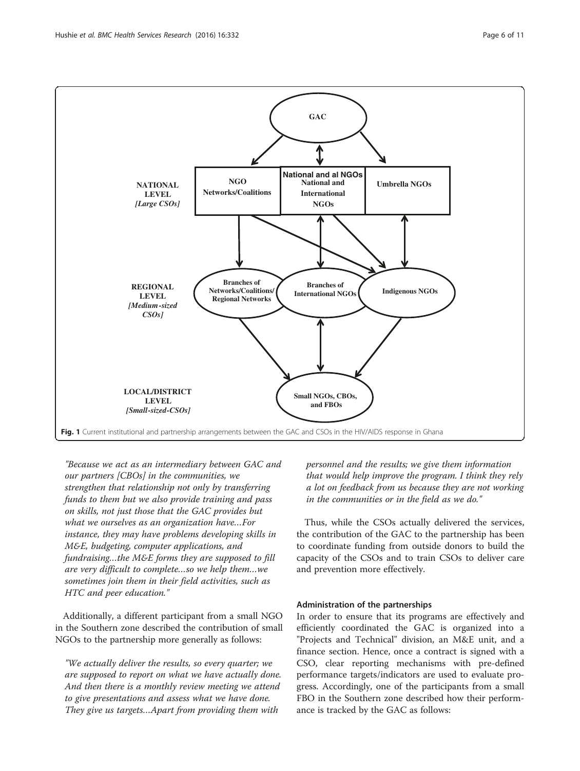GAC

NATIONAL LEVEL [Large CSOs]

NGO Networks/Coalitions

National and al NGOs National and International NGOs

Umbrella NGOs

REGIONAL LEVEL [Medium-sized CSOs]

Branches of Networks/Coalitions/ Regional Networks

Branches of International NGOs

Indigenous NGOs

LOCAL/DISTRICT LEVEL [Small-sized-CSOs]

Small NGOs, CBOs, and FBOs

**Fig. 1** Current institutional and partnership arrangements between the GAC and CSOs in the HIV/AIDS response in Ghana

> *"Because we act as an intermediary between GAC and our partners [CBOs] in the communities, we strengthen that relationship not only by transferring funds to them but we also provide training and pass on skills, not just those that the GAC provides but what we ourselves as an organization have…For instance, they may have problems developing skills in M&E, budgeting, computer applications, and fundraising…the M&E forms they are supposed to fill are very difficult to complete…so we help them…we sometimes join them in their field activities, such as HTC and peer education."*

Additionally, a different participant from a small NGO in the Southern zone described the contribution of small NGOs to the partnership more generally as follows:

> *"We actually deliver the results, so every quarter; we are supposed to report on what we have actually done. And then there is a monthly review meeting we attend to give presentations and assess what we have done. They give us targets…Apart from providing them with personnel and the results; we give them information that would help improve the program. I think they rely a lot on feedback from us because they are not working in the communities or in the field as we do."*

Thus, while the CSOs actually delivered the services, the contribution of the GAC to the partnership has been to coordinate funding from outside donors to build the capacity of the CSOs and to train CSOs to deliver care and prevention more effectively.

### Administration of the partnerships

In order to ensure that its programs are effectively and efficiently coordinated the GAC is organized into a "Projects and Technical" division, an M&E unit, and a finance section. Hence, once a contract is signed with a CSO, clear reporting mechanisms with pre-defined performance targets/indicators are used to evaluate progress. Accordingly, one of the participants from a small FBO in the Southern zone described how their performance is tracked by the GAC as follows: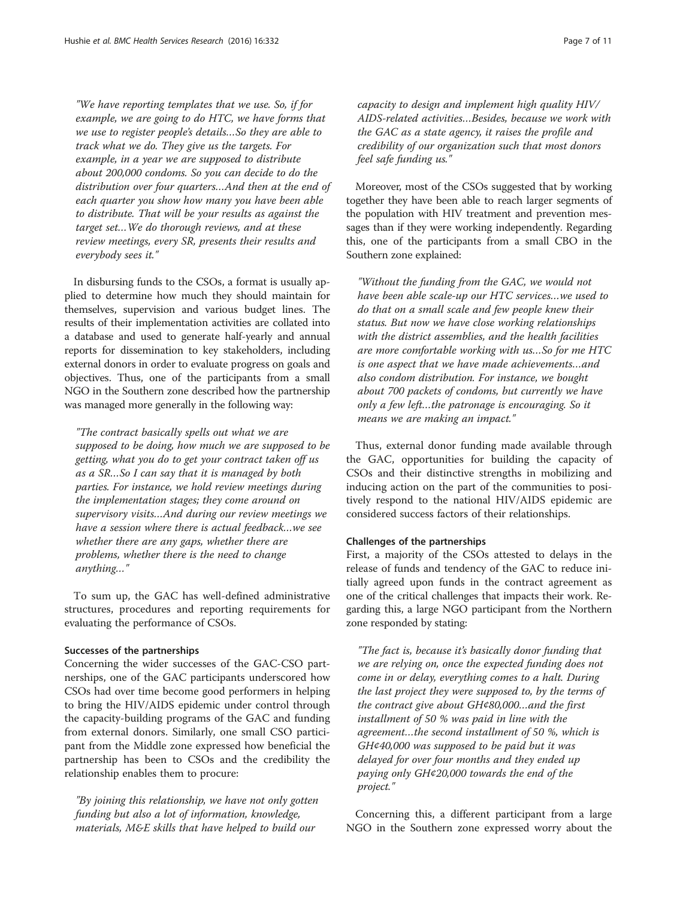"We have reporting templates that we use. So, if for example, we are going to do HTC, we have forms that we use to register people's details…So they are able to track what we do. They give us the targets. For example, in a year we are supposed to distribute about 200,000 condoms. So you can decide to do the distribution over four quarters…And then at the end of each quarter you show how many you have been able to distribute. That will be your results as against the target set…We do thorough reviews, and at these review meetings, every SR, presents their results and everybody sees it."

In disbursing funds to the CSOs, a format is usually applied to determine how much they should maintain for themselves, supervision and various budget lines. The results of their implementation activities are collated into a database and used to generate half-yearly and annual reports for dissemination to key stakeholders, including external donors in order to evaluate progress on goals and objectives. Thus, one of the participants from a small NGO in the Southern zone described how the partnership was managed more generally in the following way:

"The contract basically spells out what we are supposed to be doing, how much we are supposed to be getting, what you do to get your contract taken off us as a SR…So I can say that it is managed by both parties. For instance, we hold review meetings during the implementation stages; they come around on supervisory visits…And during our review meetings we have a session where there is actual feedback…we see whether there are any gaps, whether there are problems, whether there is the need to change anything…"

To sum up, the GAC has well-defined administrative structures, procedures and reporting requirements for evaluating the performance of CSOs.

#### Successes of the partnerships

Concerning the wider successes of the GAC-CSO partnerships, one of the GAC participants underscored how CSOs had over time become good performers in helping to bring the HIV/AIDS epidemic under control through the capacity-building programs of the GAC and funding from external donors. Similarly, one small CSO participant from the Middle zone expressed how beneficial the partnership has been to CSOs and the credibility the relationship enables them to procure:

"By joining this relationship, we have not only gotten funding but also a lot of information, knowledge, materials, M&E skills that have helped to build our capacity to design and implement high quality HIV/AIDS-related activities…Besides, because we work with the GAC as a state agency, it raises the profile and credibility of our organization such that most donors feel safe funding us."

Moreover, most of the CSOs suggested that by working together they have been able to reach larger segments of the population with HIV treatment and prevention messages than if they were working independently. Regarding this, one of the participants from a small CBO in the Southern zone explained:

"Without the funding from the GAC, we would not have been able scale-up our HTC services…we used to do that on a small scale and few people knew their status. But now we have close working relationships with the district assemblies, and the health facilities are more comfortable working with us…So for me HTC is one aspect that we have made achievements…and also condom distribution. For instance, we bought about 700 packets of condoms, but currently we have only a few left…the patronage is encouraging. So it means we are making an impact."

Thus, external donor funding made available through the GAC, opportunities for building the capacity of CSOs and their distinctive strengths in mobilizing and inducing action on the part of the communities to positively respond to the national HIV/AIDS epidemic are considered success factors of their relationships.

#### Challenges of the partnerships

First, a majority of the CSOs attested to delays in the release of funds and tendency of the GAC to reduce initially agreed upon funds in the contract agreement as one of the critical challenges that impacts their work. Regarding this, a large NGO participant from the Northern zone responded by stating:

"The fact is, because it's basically donor funding that we are relying on, once the expected funding does not come in or delay, everything comes to a halt. During the last project they were supposed to, by the terms of the contract give about GH¢80,000…and the first installment of 50 % was paid in line with the agreement…the second installment of 50 %, which is GH¢40,000 was supposed to be paid but it was delayed for over four months and they ended up paying only GH¢20,000 towards the end of the project."

Concerning this, a different participant from a large NGO in the Southern zone expressed worry about the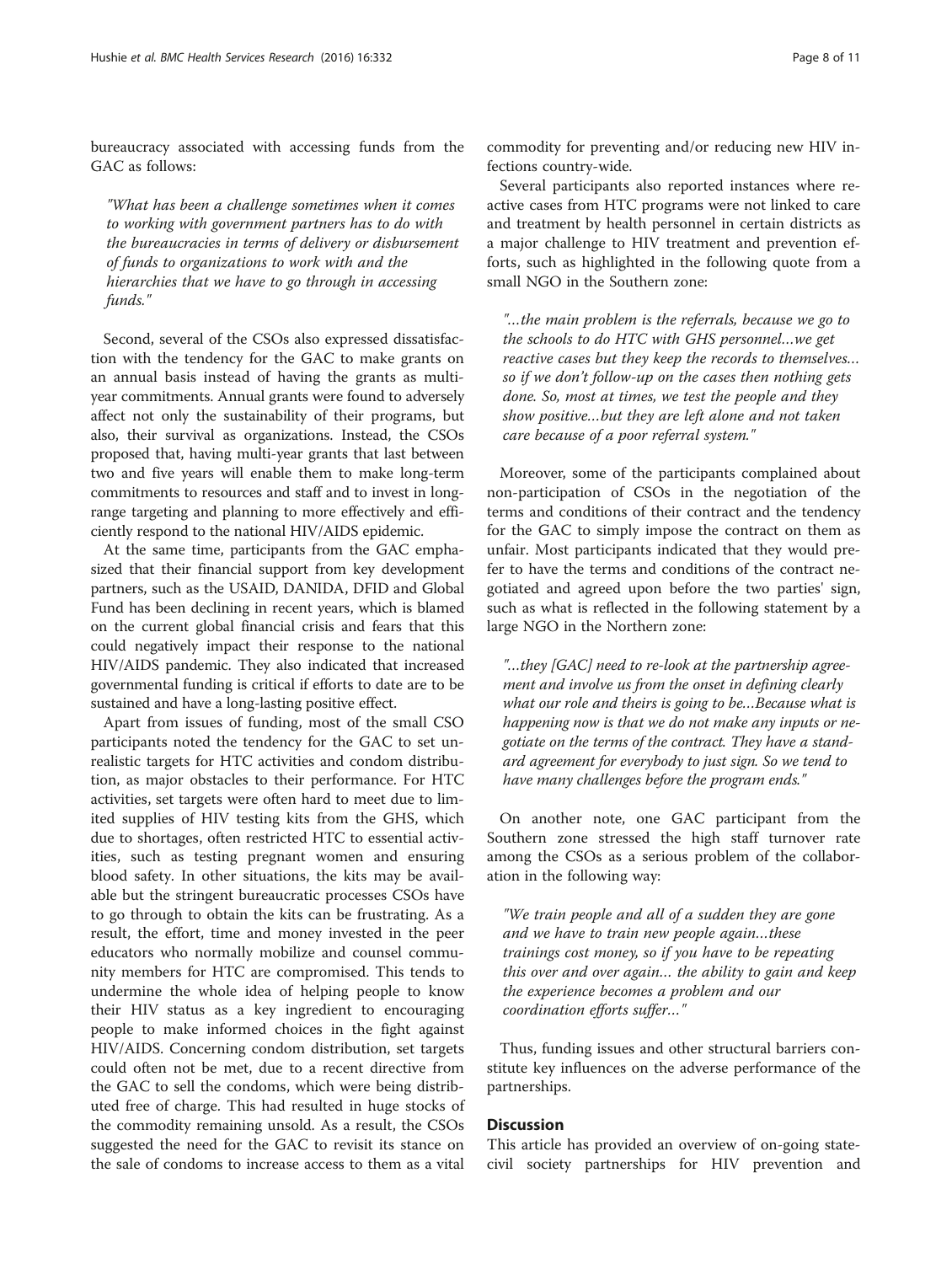bureaucracy associated with accessing funds from the GAC as follows:

> "What has been a challenge sometimes when it comes to working with government partners has to do with the bureaucracies in terms of delivery or disbursement of funds to organizations to work with and the hierarchies that we have to go through in accessing funds."

Second, several of the CSOs also expressed dissatisfaction with the tendency for the GAC to make grants on an annual basis instead of having the grants as multi-year commitments. Annual grants were found to adversely affect not only the sustainability of their programs, but also, their survival as organizations. Instead, the CSOs proposed that, having multi-year grants that last between two and five years will enable them to make long-term commitments to resources and staff and to invest in long-range targeting and planning to more effectively and efficiently respond to the national HIV/AIDS epidemic.

At the same time, participants from the GAC emphasized that their financial support from key development partners, such as the USAID, DANIDA, DFID and Global Fund has been declining in recent years, which is blamed on the current global financial crisis and fears that this could negatively impact their response to the national HIV/AIDS pandemic. They also indicated that increased governmental funding is critical if efforts to date are to be sustained and have a long-lasting positive effect.

Apart from issues of funding, most of the small CSO participants noted the tendency for the GAC to set unrealistic targets for HTC activities and condom distribution, as major obstacles to their performance. For HTC activities, set targets were often hard to meet due to limited supplies of HIV testing kits from the GHS, which due to shortages, often restricted HTC to essential activities, such as testing pregnant women and ensuring blood safety. In other situations, the kits may be available but the stringent bureaucratic processes CSOs have to go through to obtain the kits can be frustrating. As a result, the effort, time and money invested in the peer educators who normally mobilize and counsel community members for HTC are compromised. This tends to undermine the whole idea of helping people to know their HIV status as a key ingredient to encouraging people to make informed choices in the fight against HIV/AIDS. Concerning condom distribution, set targets could often not be met, due to a recent directive from the GAC to sell the condoms, which were being distributed free of charge. This had resulted in huge stocks of the commodity remaining unsold. As a result, the CSOs suggested the need for the GAC to revisit its stance on the sale of condoms to increase access to them as a vital commodity for preventing and/or reducing new HIV infections country-wide.

Several participants also reported instances where reactive cases from HTC programs were not linked to care and treatment by health personnel in certain districts as a major challenge to HIV treatment and prevention efforts, such as highlighted in the following quote from a small NGO in the Southern zone:

> "…the main problem is the referrals, because we go to the schools to do HTC with GHS personnel…we get reactive cases but they keep the records to themselves… so if we don't follow-up on the cases then nothing gets done. So, most at times, we test the people and they show positive…but they are left alone and not taken care because of a poor referral system."

Moreover, some of the participants complained about non-participation of CSOs in the negotiation of the terms and conditions of their contract and the tendency for the GAC to simply impose the contract on them as unfair. Most participants indicated that they would prefer to have the terms and conditions of the contract negotiated and agreed upon before the two parties' sign, such as what is reflected in the following statement by a large NGO in the Northern zone:

> "…they [GAC] need to re-look at the partnership agreement and involve us from the onset in defining clearly what our role and theirs is going to be…Because what is happening now is that we do not make any inputs or negotiate on the terms of the contract. They have a standard agreement for everybody to just sign. So we tend to have many challenges before the program ends."

On another note, one GAC participant from the Southern zone stressed the high staff turnover rate among the CSOs as a serious problem of the collaboration in the following way:

> "We train people and all of a sudden they are gone and we have to train new people again…these trainings cost money, so if you have to be repeating this over and over again… the ability to gain and keep the experience becomes a problem and our coordination efforts suffer…"

Thus, funding issues and other structural barriers constitute key influences on the adverse performance of the partnerships.

## Discussion

This article has provided an overview of on-going state-civil society partnerships for HIV prevention and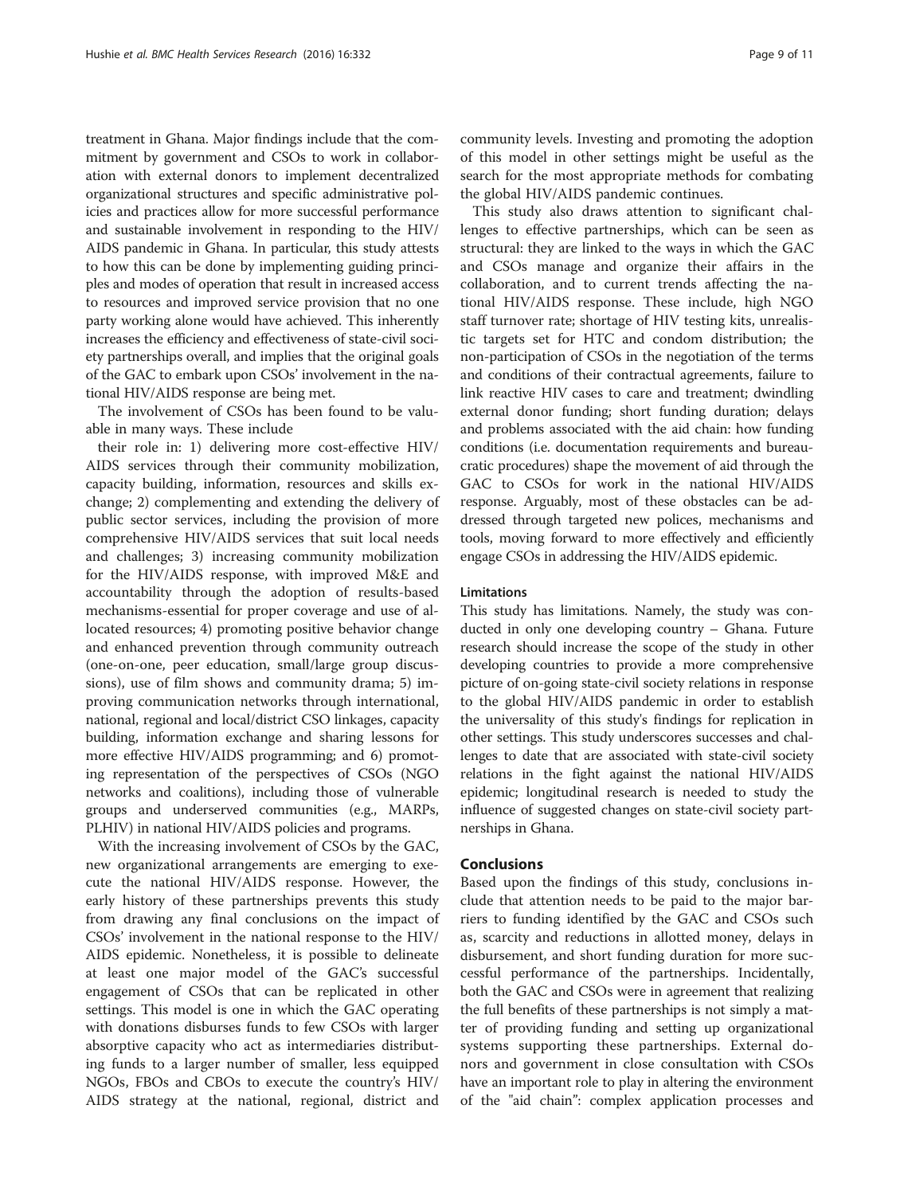treatment in Ghana. Major findings include that the commitment by government and CSOs to work in collaboration with external donors to implement decentralized organizational structures and specific administrative policies and practices allow for more successful performance and sustainable involvement in responding to the HIV/AIDS pandemic in Ghana. In particular, this study attests to how this can be done by implementing guiding principles and modes of operation that result in increased access to resources and improved service provision that no one party working alone would have achieved. This inherently increases the efficiency and effectiveness of state-civil society partnerships overall, and implies that the original goals of the GAC to embark upon CSOs' involvement in the national HIV/AIDS response are being met.

The involvement of CSOs has been found to be valuable in many ways. These include

their role in: 1) delivering more cost-effective HIV/AIDS services through their community mobilization, capacity building, information, resources and skills exchange; 2) complementing and extending the delivery of public sector services, including the provision of more comprehensive HIV/AIDS services that suit local needs and challenges; 3) increasing community mobilization for the HIV/AIDS response, with improved M&E and accountability through the adoption of results-based mechanisms-essential for proper coverage and use of allocated resources; 4) promoting positive behavior change and enhanced prevention through community outreach (one-on-one, peer education, small/large group discussions), use of film shows and community drama; 5) improving communication networks through international, national, regional and local/district CSO linkages, capacity building, information exchange and sharing lessons for more effective HIV/AIDS programming; and 6) promoting representation of the perspectives of CSOs (NGO networks and coalitions), including those of vulnerable groups and underserved communities (e.g., MARPs, PLHIV) in national HIV/AIDS policies and programs.

With the increasing involvement of CSOs by the GAC, new organizational arrangements are emerging to execute the national HIV/AIDS response. However, the early history of these partnerships prevents this study from drawing any final conclusions on the impact of CSOs' involvement in the national response to the HIV/AIDS epidemic. Nonetheless, it is possible to delineate at least one major model of the GAC's successful engagement of CSOs that can be replicated in other settings. This model is one in which the GAC operating with donations disburses funds to few CSOs with larger absorptive capacity who act as intermediaries distributing funds to a larger number of smaller, less equipped NGOs, FBOs and CBOs to execute the country's HIV/AIDS strategy at the national, regional, district and community levels. Investing and promoting the adoption of this model in other settings might be useful as the search for the most appropriate methods for combating the global HIV/AIDS pandemic continues.

This study also draws attention to significant challenges to effective partnerships, which can be seen as structural: they are linked to the ways in which the GAC and CSOs manage and organize their affairs in the collaboration, and to current trends affecting the national HIV/AIDS response. These include, high NGO staff turnover rate; shortage of HIV testing kits, unrealistic targets set for HTC and condom distribution; the non-participation of CSOs in the negotiation of the terms and conditions of their contractual agreements, failure to link reactive HIV cases to care and treatment; dwindling external donor funding; short funding duration; delays and problems associated with the aid chain: how funding conditions (i.e. documentation requirements and bureaucratic procedures) shape the movement of aid through the GAC to CSOs for work in the national HIV/AIDS response. Arguably, most of these obstacles can be addressed through targeted new polices, mechanisms and tools, moving forward to more effectively and efficiently engage CSOs in addressing the HIV/AIDS epidemic.

### Limitations

This study has limitations. Namely, the study was conducted in only one developing country – Ghana. Future research should increase the scope of the study in other developing countries to provide a more comprehensive picture of on-going state-civil society relations in response to the global HIV/AIDS pandemic in order to establish the universality of this study's findings for replication in other settings. This study underscores successes and challenges to date that are associated with state-civil society relations in the fight against the national HIV/AIDS epidemic; longitudinal research is needed to study the influence of suggested changes on state-civil society partnerships in Ghana.

## Conclusions

Based upon the findings of this study, conclusions include that attention needs to be paid to the major barriers to funding identified by the GAC and CSOs such as, scarcity and reductions in allotted money, delays in disbursement, and short funding duration for more successful performance of the partnerships. Incidentally, both the GAC and CSOs were in agreement that realizing the full benefits of these partnerships is not simply a matter of providing funding and setting up organizational systems supporting these partnerships. External donors and government in close consultation with CSOs have an important role to play in altering the environment of the "aid chain": complex application processes and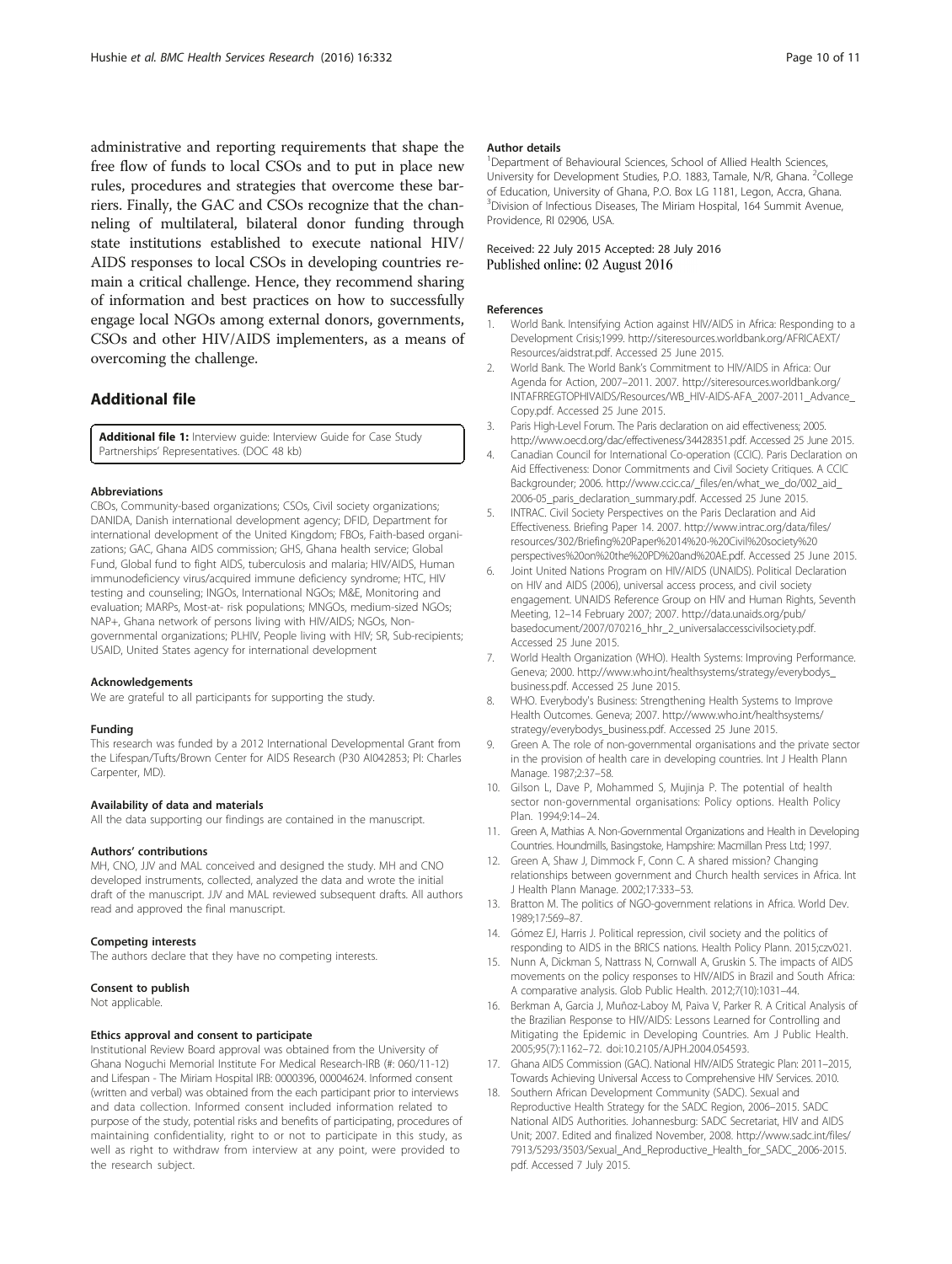administrative and reporting requirements that shape the free flow of funds to local CSOs and to put in place new rules, procedures and strategies that overcome these barriers. Finally, the GAC and CSOs recognize that the channeling of multilateral, bilateral donor funding through state institutions established to execute national HIV/AIDS responses to local CSOs in developing countries remain a critical challenge. Hence, they recommend sharing of information and best practices on how to successfully engage local NGOs among external donors, governments, CSOs and other HIV/AIDS implementers, as a means of overcoming the challenge.

## Additional file

**Additional file 1:** Interview guide: Interview Guide for Case Study Partnerships' Representatives. (DOC 48 kb)

#### Abbreviations

CBOs, Community-based organizations; CSOs, Civil society organizations; DANIDA, Danish international development agency; DFID, Department for international development of the United Kingdom; FBOs, Faith-based organizations; GAC, Ghana AIDS commission; GHS, Ghana health service; Global Fund, Global fund to fight AIDS, tuberculosis and malaria; HIV/AIDS, Human immunodeficiency virus/acquired immune deficiency syndrome; HTC, HIV testing and counseling; INGOs, International NGOs; M&E, Monitoring and evaluation; MARPs, Most-at- risk populations; MNGOs, medium-sized NGOs; NAP+, Ghana network of persons living with HIV/AIDS; NGOs, Non-governmental organizations; PLHIV, People living with HIV; SR, Sub-recipients; USAID, United States agency for international development

#### Acknowledgements

We are grateful to all participants for supporting the study.

#### Funding

This research was funded by a 2012 International Developmental Grant from the Lifespan/Tufts/Brown Center for AIDS Research (P30 AI042853; PI: Charles Carpenter, MD).

#### Availability of data and materials

All the data supporting our findings are contained in the manuscript.

#### Authors' contributions

MH, CNO, JJV and MAL conceived and designed the study. MH and CNO developed instruments, collected, analyzed the data and wrote the initial draft of the manuscript. JJV and MAL reviewed subsequent drafts. All authors read and approved the final manuscript.

#### Competing interests

The authors declare that they have no competing interests.

#### Consent to publish

Not applicable.

#### Ethics approval and consent to participate

Institutional Review Board approval was obtained from the University of Ghana Noguchi Memorial Institute For Medical Research-IRB (#: 060/11-12) and Lifespan - The Miriam Hospital IRB: 0000396, 00004624. Informed consent (written and verbal) was obtained from the each participant prior to interviews and data collection. Informed consent included information related to purpose of the study, potential risks and benefits of participating, procedures of maintaining confidentiality, right to or not to participate in this study, as well as right to withdraw from interview at any point, were provided to the research subject.

#### Author details

[1]Department of Behavioural Sciences, School of Allied Health Sciences, University for Development Studies, P.O. 1883, Tamale, N/R, Ghana. [2]College of Education, University of Ghana, P.O. Box LG 1181, Legon, Accra, Ghana. [3]Division of Infectious Diseases, The Miriam Hospital, 164 Summit Avenue, Providence, RI 02906, USA.

Received: 22 July 2015 Accepted: 28 July 2016
Published online: 02 August 2016

#### References

1. World Bank. Intensifying Action against HIV/AIDS in Africa: Responding to a Development Crisis;1999. http://siteresources.worldbank.org/AFRICAEXT/Resources/aidstrat.pdf. Accessed 25 June 2015.
2. World Bank. The World Bank's Commitment to HIV/AIDS in Africa: Our Agenda for Action, 2007–2011. 2007. http://siteresources.worldbank.org/INTAFRREGTOPHIVAIDS/Resources/WB_HIV-AIDS-AFA_2007-2011_Advance_Copy.pdf. Accessed 25 June 2015.
3. Paris High-Level Forum. The Paris declaration on aid effectiveness; 2005. http://www.oecd.org/dac/effectiveness/34428351.pdf. Accessed 25 June 2015.
4. Canadian Council for International Co-operation (CCIC). Paris Declaration on Aid Effectiveness: Donor Commitments and Civil Society Critiques. A CCIC Backgrounder; 2006. http://www.ccic.ca/_files/en/what_we_do/002_aid_2006-05_paris_declaration_summary.pdf. Accessed 25 June 2015.
5. INTRAC. Civil Society Perspectives on the Paris Declaration and Aid Effectiveness. Briefing Paper 14. 2007. http://www.intrac.org/data/files/resources/302/Briefing%20Paper%2014%20-%20Civil%20society%20perspectives%20on%20the%20PD%20and%20AE.pdf. Accessed 25 June 2015.
6. Joint United Nations Program on HIV/AIDS (UNAIDS). Political Declaration on HIV and AIDS (2006), universal access process, and civil society engagement. UNAIDS Reference Group on HIV and Human Rights, Seventh Meeting, 12–14 February 2007; 2007. http://data.unaids.org/pub/basedocument/2007/070216_hhr_2_universalaccesscivilsociety.pdf. Accessed 25 June 2015.
7. World Health Organization (WHO). Health Systems: Improving Performance. Geneva; 2000. http://www.who.int/healthsystems/strategy/everybodys_business.pdf. Accessed 25 June 2015.
8. WHO. Everybody's Business: Strengthening Health Systems to Improve Health Outcomes. Geneva; 2007. http://www.who.int/healthsystems/strategy/everybodys_business.pdf. Accessed 25 June 2015.
9. Green A. The role of non-governmental organisations and the private sector in the provision of health care in developing countries. Int J Health Plann Manage. 1987;2:37–58.
10. Gilson L, Dave P, Mohammed S, Mujinja P. The potential of health sector non-governmental organisations: Policy options. Health Policy Plan. 1994;9:14–24.
11. Green A, Mathias A. Non-Governmental Organizations and Health in Developing Countries. Houndmills, Basingstoke, Hampshire: Macmillan Press Ltd; 1997.
12. Green A, Shaw J, Dimmock F, Conn C. A shared mission? Changing relationships between government and Church health services in Africa. Int J Health Plann Manage. 2002;17:333–53.
13. Bratton M. The politics of NGO-government relations in Africa. World Dev. 1989;17:569–87.
14. Gómez EJ, Harris J. Political repression, civil society and the politics of responding to AIDS in the BRICS nations. Health Policy Plann. 2015;czv021.
15. Nunn A, Dickman S, Nattrass N, Cornwall A, Gruskin S. The impacts of AIDS movements on the policy responses to HIV/AIDS in Brazil and South Africa: A comparative analysis. Glob Public Health. 2012;7(10):1031–44.
16. Berkman A, Garcia J, Muñoz-Laboy M, Paiva V, Parker R. A Critical Analysis of the Brazilian Response to HIV/AIDS: Lessons Learned for Controlling and Mitigating the Epidemic in Developing Countries. Am J Public Health. 2005;95(7):1162–72. doi:10.2105/AJPH.2004.054593.
17. Ghana AIDS Commission (GAC). National HIV/AIDS Strategic Plan: 2011–2015, Towards Achieving Universal Access to Comprehensive HIV Services. 2010.
18. Southern African Development Community (SADC). Sexual and Reproductive Health Strategy for the SADC Region, 2006–2015. SADC National AIDS Authorities. Johannesburg: SADC Secretariat, HIV and AIDS Unit; 2007. Edited and finalized November, 2008. http://www.sadc.int/files/7913/5293/3503/Sexual_And_Reproductive_Health_for_SADC_2006-2015.pdf. Accessed 7 July 2015.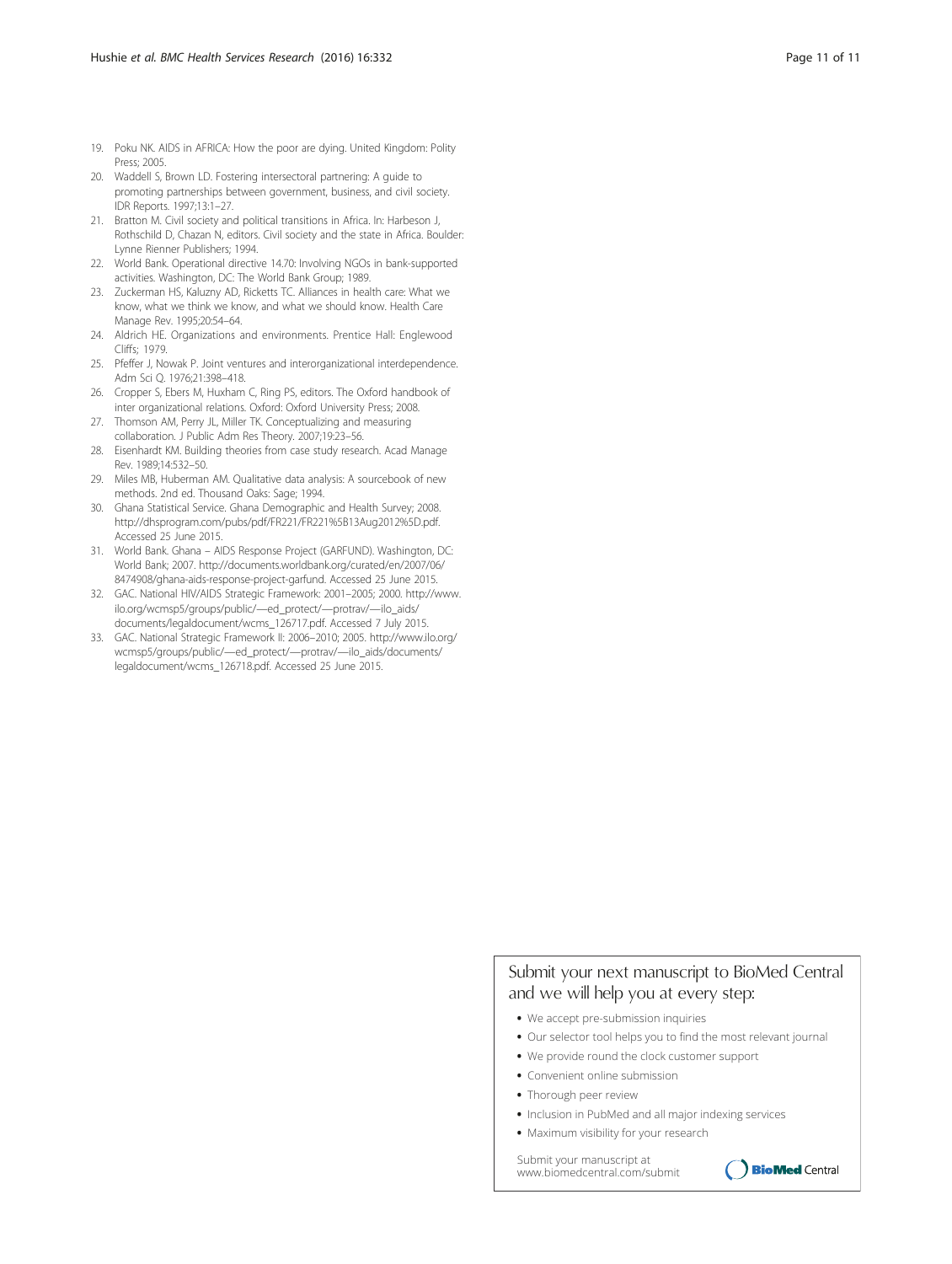19. Poku NK. AIDS in AFRICA: How the poor are dying. United Kingdom: Polity Press; 2005.
20. Waddell S, Brown LD. Fostering intersectoral partnering: A guide to promoting partnerships between government, business, and civil society. IDR Reports. 1997;13:1–27.
21. Bratton M. Civil society and political transitions in Africa. In: Harbeson J, Rothschild D, Chazan N, editors. Civil society and the state in Africa. Boulder: Lynne Rienner Publishers; 1994.
22. World Bank. Operational directive 14.70: Involving NGOs in bank-supported activities. Washington, DC: The World Bank Group; 1989.
23. Zuckerman HS, Kaluzny AD, Ricketts TC. Alliances in health care: What we know, what we think we know, and what we should know. Health Care Manage Rev. 1995;20:54–64.
24. Aldrich HE. Organizations and environments. Prentice Hall: Englewood Cliffs; 1979.
25. Pfeffer J, Nowak P. Joint ventures and interorganizational interdependence. Adm Sci Q. 1976;21:398–418.
26. Cropper S, Ebers M, Huxham C, Ring PS, editors. The Oxford handbook of inter organizational relations. Oxford: Oxford University Press; 2008.
27. Thomson AM, Perry JL, Miller TK. Conceptualizing and measuring collaboration. J Public Adm Res Theory. 2007;19:23–56.
28. Eisenhardt KM. Building theories from case study research. Acad Manage Rev. 1989;14:532–50.
29. Miles MB, Huberman AM. Qualitative data analysis: A sourcebook of new methods. 2nd ed. Thousand Oaks: Sage; 1994.
30. Ghana Statistical Service. Ghana Demographic and Health Survey; 2008. http://dhsprogram.com/pubs/pdf/FR221/FR221%5B13Aug2012%5D.pdf. Accessed 25 June 2015.
31. World Bank. Ghana – AIDS Response Project (GARFUND). Washington, DC: World Bank; 2007. http://documents.worldbank.org/curated/en/2007/06/8474908/ghana-aids-response-project-garfund. Accessed 25 June 2015.
32. GAC. National HIV/AIDS Strategic Framework: 2001–2005; 2000. http://www.ilo.org/wcmsp5/groups/public/---ed_protect/---protrav/---ilo_aids/documents/legaldocument/wcms_126717.pdf. Accessed 7 July 2015.
33. GAC. National Strategic Framework II: 2006–2010; 2005. http://www.ilo.org/wcmsp5/groups/public/---ed_protect/---protrav/---ilo_aids/documents/legaldocument/wcms_126718.pdf. Accessed 25 June 2015.

Submit your next manuscript to BioMed Central and we will help you at every step:

- We accept pre-submission inquiries
- Our selector tool helps you to find the most relevant journal
- We provide round the clock customer support
- Convenient online submission
- Thorough peer review
- Inclusion in PubMed and all major indexing services
- Maximum visibility for your research

Submit your manuscript at www.biomedcentral.com/submit

BioMed Central